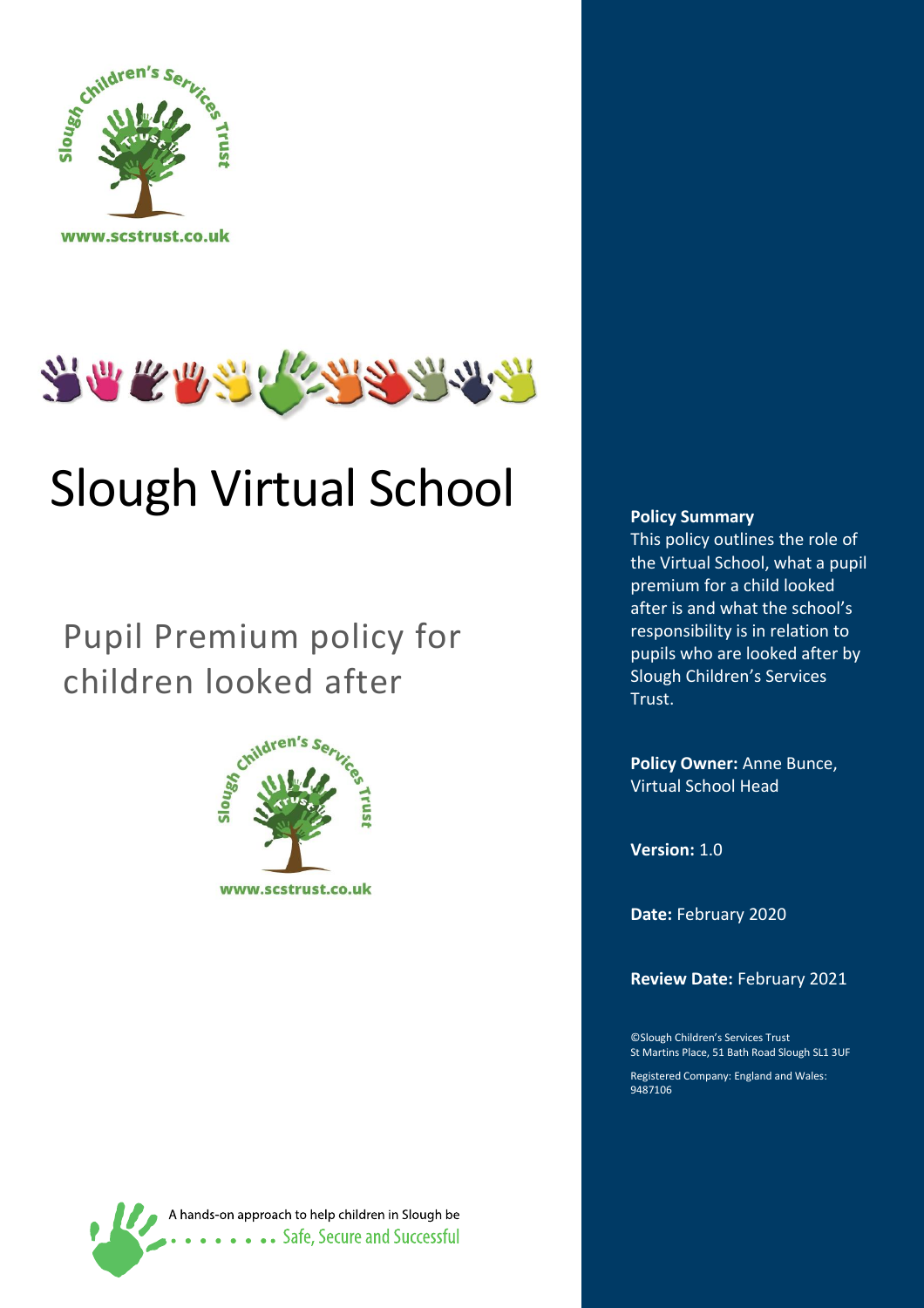www.scstrust.co.uk

# Slough Virtual School

## Pupil Premium policy for children looked after

www.scstrust.co.uk

A hands-on approach to help children in Slough be Safe, Secure and Successful

**Policy Summary**
This policy outlines the role of the Virtual School, what a pupil premium for a child looked after is and what the school's responsibility is in relation to pupils who are looked after by Slough Children's Services Trust.

**Policy Owner:** Anne Bunce, Virtual School Head

**Version:** 1.0

**Date:** February 2020

**Review Date:** February 2021

©Slough Children's Services Trust
St Martins Place, 51 Bath Road Slough SL1 3UF

Registered Company: England and Wales: 9487106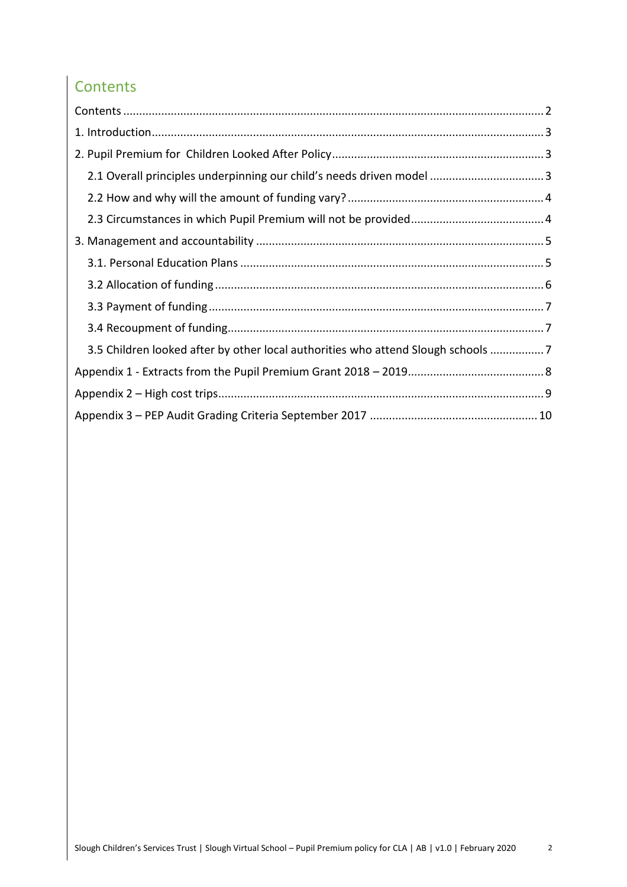# Contents

- Contents ........ 2
- 1. Introduction ........ 3
- 2. Pupil Premium for Children Looked After Policy ........ 3
  - 2.1 Overall principles underpinning our child's needs driven model ........ 3
  - 2.2 How and why will the amount of funding vary? ........ 4
  - 2.3 Circumstances in which Pupil Premium will not be provided ........ 4
- 3. Management and accountability ........ 5
  - 3.1. Personal Education Plans ........ 5
  - 3.2 Allocation of funding ........ 6
  - 3.3 Payment of funding ........ 7
  - 3.4 Recoupment of funding ........ 7
  - 3.5 Children looked after by other local authorities who attend Slough schools ........ 7
- Appendix 1 - Extracts from the Pupil Premium Grant 2018 – 2019 ........ 8
- Appendix 2 – High cost trips ........ 9
- Appendix 3 – PEP Audit Grading Criteria September 2017 ........ 10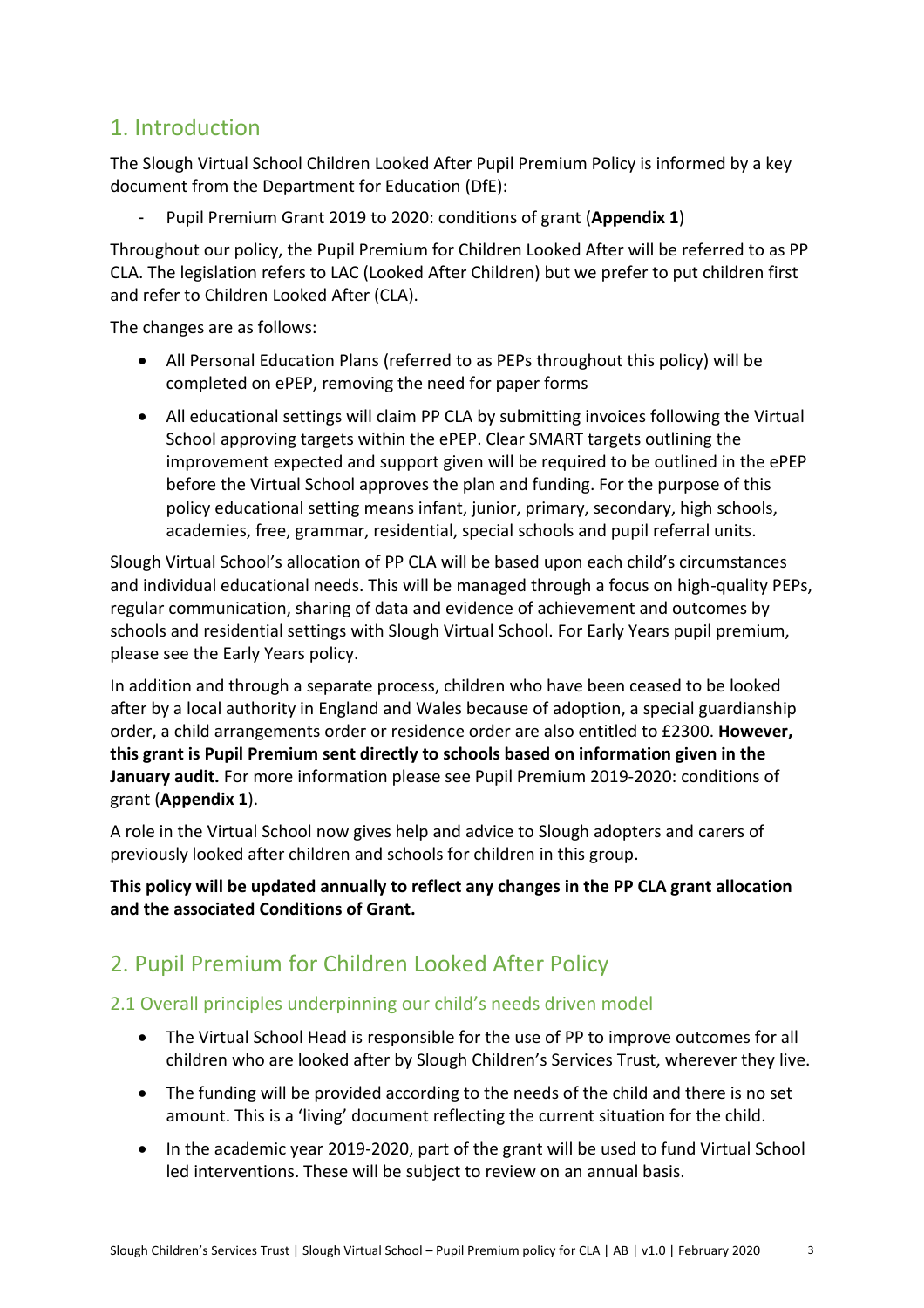## 1. Introduction

The Slough Virtual School Children Looked After Pupil Premium Policy is informed by a key document from the Department for Education (DfE):

- Pupil Premium Grant 2019 to 2020: conditions of grant (**Appendix 1**)

Throughout our policy, the Pupil Premium for Children Looked After will be referred to as PP CLA. The legislation refers to LAC (Looked After Children) but we prefer to put children first and refer to Children Looked After (CLA).

The changes are as follows:

- All Personal Education Plans (referred to as PEPs throughout this policy) will be completed on ePEP, removing the need for paper forms
- All educational settings will claim PP CLA by submitting invoices following the Virtual School approving targets within the ePEP. Clear SMART targets outlining the improvement expected and support given will be required to be outlined in the ePEP before the Virtual School approves the plan and funding. For the purpose of this policy educational setting means infant, junior, primary, secondary, high schools, academies, free, grammar, residential, special schools and pupil referral units.

Slough Virtual School's allocation of PP CLA will be based upon each child's circumstances and individual educational needs. This will be managed through a focus on high-quality PEPs, regular communication, sharing of data and evidence of achievement and outcomes by schools and residential settings with Slough Virtual School. For Early Years pupil premium, please see the Early Years policy.

In addition and through a separate process, children who have been ceased to be looked after by a local authority in England and Wales because of adoption, a special guardianship order, a child arrangements order or residence order are also entitled to £2300. **However, this grant is Pupil Premium sent directly to schools based on information given in the January audit.** For more information please see Pupil Premium 2019-2020: conditions of grant (**Appendix 1**).

A role in the Virtual School now gives help and advice to Slough adopters and carers of previously looked after children and schools for children in this group.

**This policy will be updated annually to reflect any changes in the PP CLA grant allocation and the associated Conditions of Grant.**

## 2. Pupil Premium for Children Looked After Policy

### 2.1 Overall principles underpinning our child's needs driven model

- The Virtual School Head is responsible for the use of PP to improve outcomes for all children who are looked after by Slough Children's Services Trust, wherever they live.
- The funding will be provided according to the needs of the child and there is no set amount. This is a 'living' document reflecting the current situation for the child.
- In the academic year 2019-2020, part of the grant will be used to fund Virtual School led interventions. These will be subject to review on an annual basis.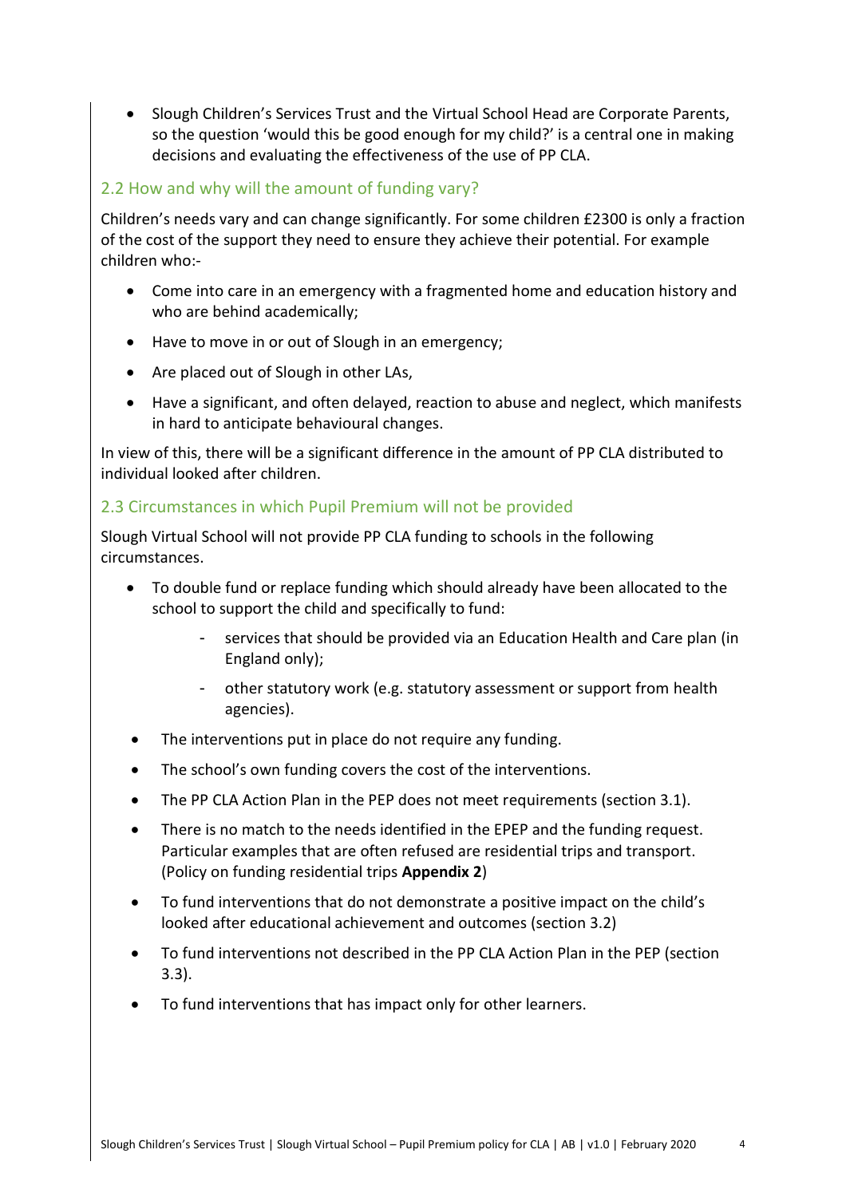- Slough Children's Services Trust and the Virtual School Head are Corporate Parents, so the question 'would this be good enough for my child?' is a central one in making decisions and evaluating the effectiveness of the use of PP CLA.

## 2.2 How and why will the amount of funding vary?

Children's needs vary and can change significantly. For some children £2300 is only a fraction of the cost of the support they need to ensure they achieve their potential. For example children who:-

- Come into care in an emergency with a fragmented home and education history and who are behind academically;
- Have to move in or out of Slough in an emergency;
- Are placed out of Slough in other LAs,
- Have a significant, and often delayed, reaction to abuse and neglect, which manifests in hard to anticipate behavioural changes.

In view of this, there will be a significant difference in the amount of PP CLA distributed to individual looked after children.

## 2.3 Circumstances in which Pupil Premium will not be provided

Slough Virtual School will not provide PP CLA funding to schools in the following circumstances.

- To double fund or replace funding which should already have been allocated to the school to support the child and specifically to fund:
    - services that should be provided via an Education Health and Care plan (in England only);
    - other statutory work (e.g. statutory assessment or support from health agencies).
- The interventions put in place do not require any funding.
- The school's own funding covers the cost of the interventions.
- The PP CLA Action Plan in the PEP does not meet requirements (section 3.1).
- There is no match to the needs identified in the EPEP and the funding request. Particular examples that are often refused are residential trips and transport. (Policy on funding residential trips **Appendix 2**)
- To fund interventions that do not demonstrate a positive impact on the child's looked after educational achievement and outcomes (section 3.2)
- To fund interventions not described in the PP CLA Action Plan in the PEP (section 3.3).
- To fund interventions that has impact only for other learners.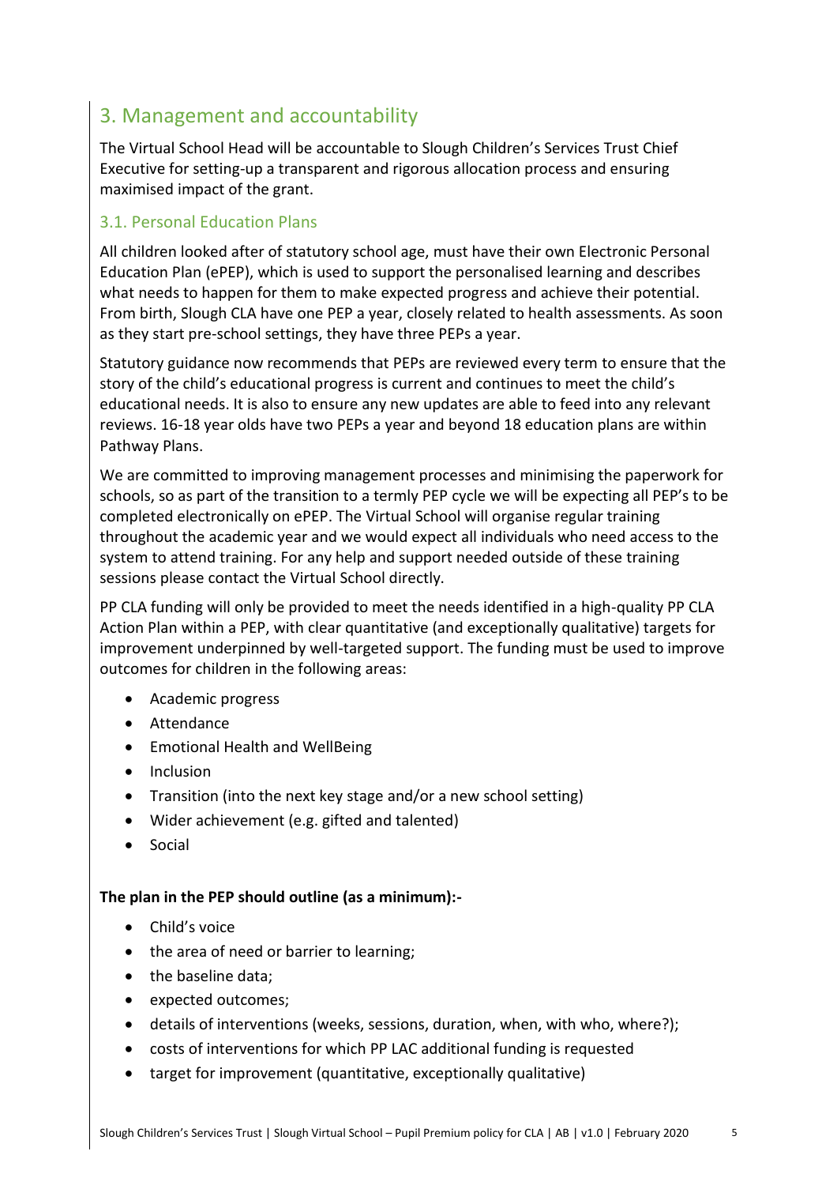## 3. Management and accountability

The Virtual School Head will be accountable to Slough Children's Services Trust Chief Executive for setting-up a transparent and rigorous allocation process and ensuring maximised impact of the grant.

### 3.1. Personal Education Plans

All children looked after of statutory school age, must have their own Electronic Personal Education Plan (ePEP), which is used to support the personalised learning and describes what needs to happen for them to make expected progress and achieve their potential. From birth, Slough CLA have one PEP a year, closely related to health assessments. As soon as they start pre-school settings, they have three PEPs a year.

Statutory guidance now recommends that PEPs are reviewed every term to ensure that the story of the child's educational progress is current and continues to meet the child's educational needs. It is also to ensure any new updates are able to feed into any relevant reviews. 16-18 year olds have two PEPs a year and beyond 18 education plans are within Pathway Plans.

We are committed to improving management processes and minimising the paperwork for schools, so as part of the transition to a termly PEP cycle we will be expecting all PEP's to be completed electronically on ePEP. The Virtual School will organise regular training throughout the academic year and we would expect all individuals who need access to the system to attend training. For any help and support needed outside of these training sessions please contact the Virtual School directly.

PP CLA funding will only be provided to meet the needs identified in a high-quality PP CLA Action Plan within a PEP, with clear quantitative (and exceptionally qualitative) targets for improvement underpinned by well-targeted support. The funding must be used to improve outcomes for children in the following areas:

- Academic progress
- Attendance
- Emotional Health and WellBeing
- Inclusion
- Transition (into the next key stage and/or a new school setting)
- Wider achievement (e.g. gifted and talented)
- Social

**The plan in the PEP should outline (as a minimum):-**

- Child's voice
- the area of need or barrier to learning;
- the baseline data;
- expected outcomes;
- details of interventions (weeks, sessions, duration, when, with who, where?);
- costs of interventions for which PP LAC additional funding is requested
- target for improvement (quantitative, exceptionally qualitative)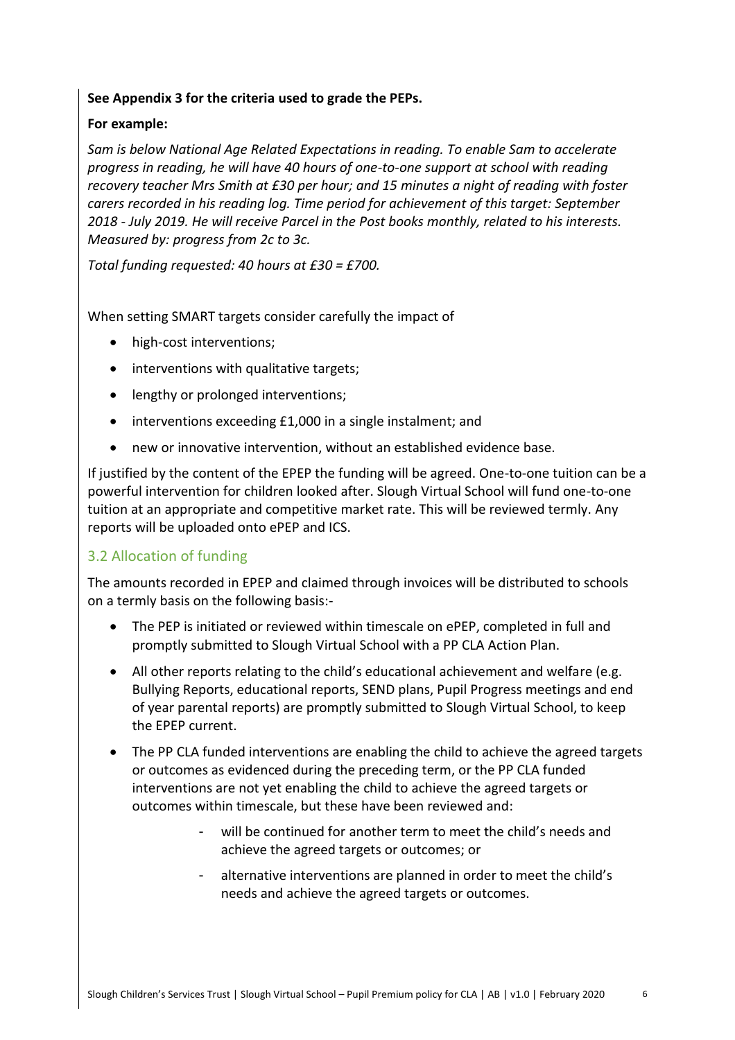**See Appendix 3 for the criteria used to grade the PEPs.**

**For example:**

*Sam is below National Age Related Expectations in reading. To enable Sam to accelerate progress in reading, he will have 40 hours of one-to-one support at school with reading recovery teacher Mrs Smith at £30 per hour; and 15 minutes a night of reading with foster carers recorded in his reading log. Time period for achievement of this target: September 2018 - July 2019. He will receive Parcel in the Post books monthly, related to his interests. Measured by: progress from 2c to 3c.*

*Total funding requested: 40 hours at £30 = £700.*

When setting SMART targets consider carefully the impact of

- high-cost interventions;
- interventions with qualitative targets;
- lengthy or prolonged interventions;
- interventions exceeding £1,000 in a single instalment; and
- new or innovative intervention, without an established evidence base.

If justified by the content of the EPEP the funding will be agreed. One-to-one tuition can be a powerful intervention for children looked after. Slough Virtual School will fund one-to-one tuition at an appropriate and competitive market rate. This will be reviewed termly. Any reports will be uploaded onto ePEP and ICS.

### 3.2 Allocation of funding

The amounts recorded in EPEP and claimed through invoices will be distributed to schools on a termly basis on the following basis:-

- The PEP is initiated or reviewed within timescale on ePEP, completed in full and promptly submitted to Slough Virtual School with a PP CLA Action Plan.
- All other reports relating to the child's educational achievement and welfare (e.g. Bullying Reports, educational reports, SEND plans, Pupil Progress meetings and end of year parental reports) are promptly submitted to Slough Virtual School, to keep the EPEP current.
- The PP CLA funded interventions are enabling the child to achieve the agreed targets or outcomes as evidenced during the preceding term, or the PP CLA funded interventions are not yet enabling the child to achieve the agreed targets or outcomes within timescale, but these have been reviewed and:
  - will be continued for another term to meet the child's needs and achieve the agreed targets or outcomes; or
  - alternative interventions are planned in order to meet the child's needs and achieve the agreed targets or outcomes.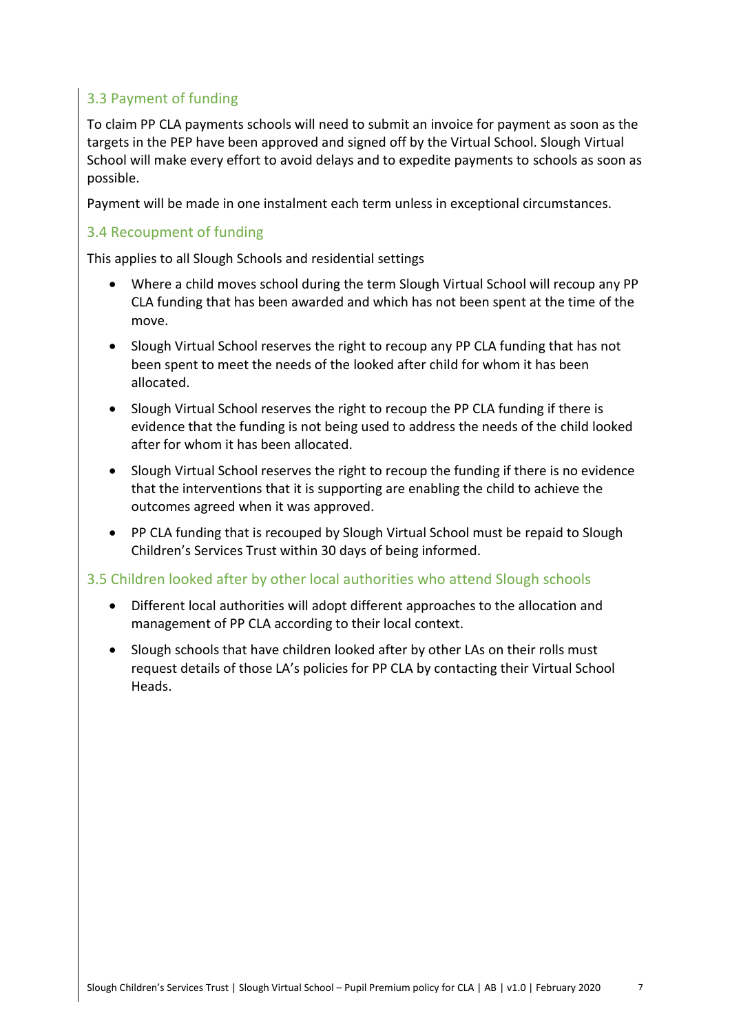### 3.3 Payment of funding

To claim PP CLA payments schools will need to submit an invoice for payment as soon as the targets in the PEP have been approved and signed off by the Virtual School. Slough Virtual School will make every effort to avoid delays and to expedite payments to schools as soon as possible.

Payment will be made in one instalment each term unless in exceptional circumstances.

### 3.4 Recoupment of funding

This applies to all Slough Schools and residential settings

- Where a child moves school during the term Slough Virtual School will recoup any PP CLA funding that has been awarded and which has not been spent at the time of the move.
- Slough Virtual School reserves the right to recoup any PP CLA funding that has not been spent to meet the needs of the looked after child for whom it has been allocated.
- Slough Virtual School reserves the right to recoup the PP CLA funding if there is evidence that the funding is not being used to address the needs of the child looked after for whom it has been allocated.
- Slough Virtual School reserves the right to recoup the funding if there is no evidence that the interventions that it is supporting are enabling the child to achieve the outcomes agreed when it was approved.
- PP CLA funding that is recouped by Slough Virtual School must be repaid to Slough Children's Services Trust within 30 days of being informed.

### 3.5 Children looked after by other local authorities who attend Slough schools

- Different local authorities will adopt different approaches to the allocation and management of PP CLA according to their local context.
- Slough schools that have children looked after by other LAs on their rolls must request details of those LA's policies for PP CLA by contacting their Virtual School Heads.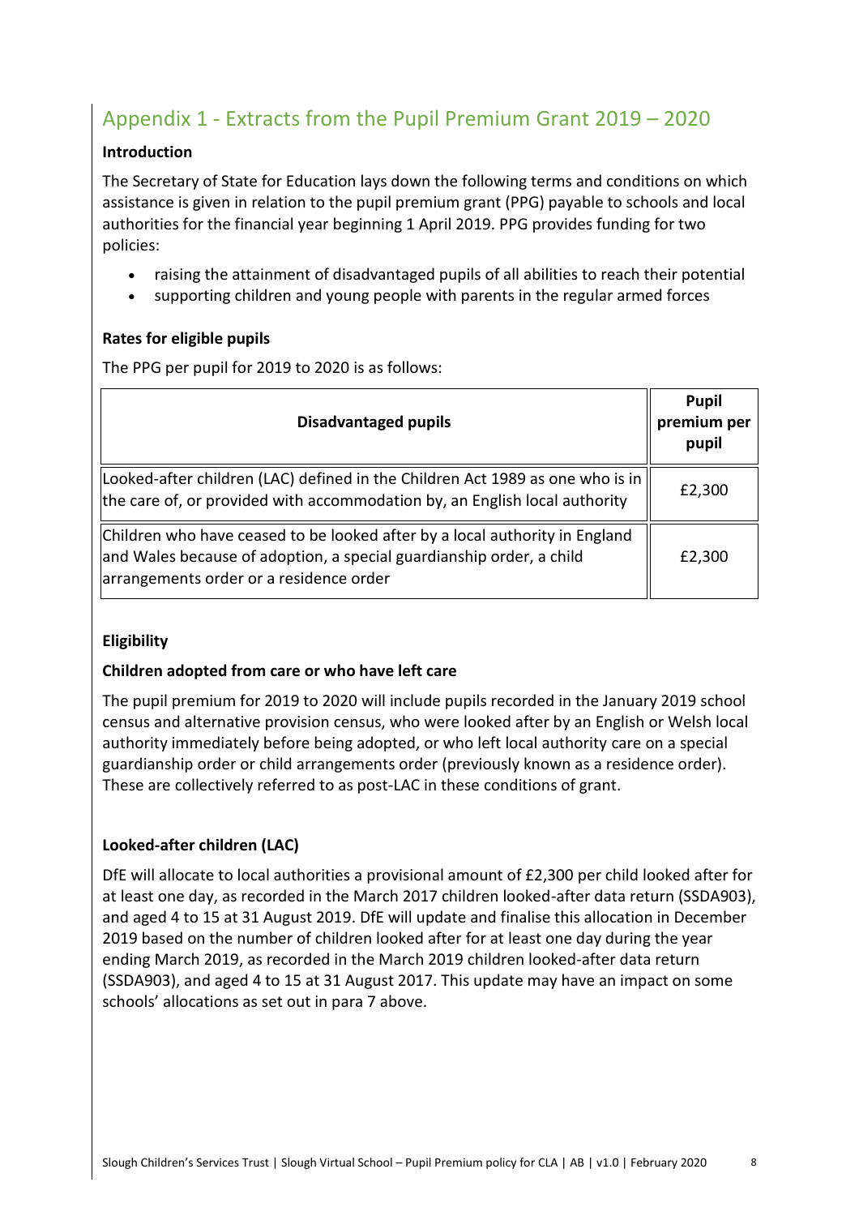## Appendix 1 - Extracts from the Pupil Premium Grant 2019 – 2020

**Introduction**

The Secretary of State for Education lays down the following terms and conditions on which assistance is given in relation to the pupil premium grant (PPG) payable to schools and local authorities for the financial year beginning 1 April 2019. PPG provides funding for two policies:

- raising the attainment of disadvantaged pupils of all abilities to reach their potential
- supporting children and young people with parents in the regular armed forces

**Rates for eligible pupils**

The PPG per pupil for 2019 to 2020 is as follows:

| Disadvantaged pupils | Pupil premium per pupil |
|---|---|
| Looked-after children (LAC) defined in the Children Act 1989 as one who is in the care of, or provided with accommodation by, an English local authority | £2,300 |
| Children who have ceased to be looked after by a local authority in England and Wales because of adoption, a special guardianship order, a child arrangements order or a residence order | £2,300 |

**Eligibility**

**Children adopted from care or who have left care**

The pupil premium for 2019 to 2020 will include pupils recorded in the January 2019 school census and alternative provision census, who were looked after by an English or Welsh local authority immediately before being adopted, or who left local authority care on a special guardianship order or child arrangements order (previously known as a residence order). These are collectively referred to as post-LAC in these conditions of grant.

**Looked-after children (LAC)**

DfE will allocate to local authorities a provisional amount of £2,300 per child looked after for at least one day, as recorded in the March 2017 children looked-after data return (SSDA903), and aged 4 to 15 at 31 August 2019. DfE will update and finalise this allocation in December 2019 based on the number of children looked after for at least one day during the year ending March 2019, as recorded in the March 2019 children looked-after data return (SSDA903), and aged 4 to 15 at 31 August 2017. This update may have an impact on some schools' allocations as set out in para 7 above.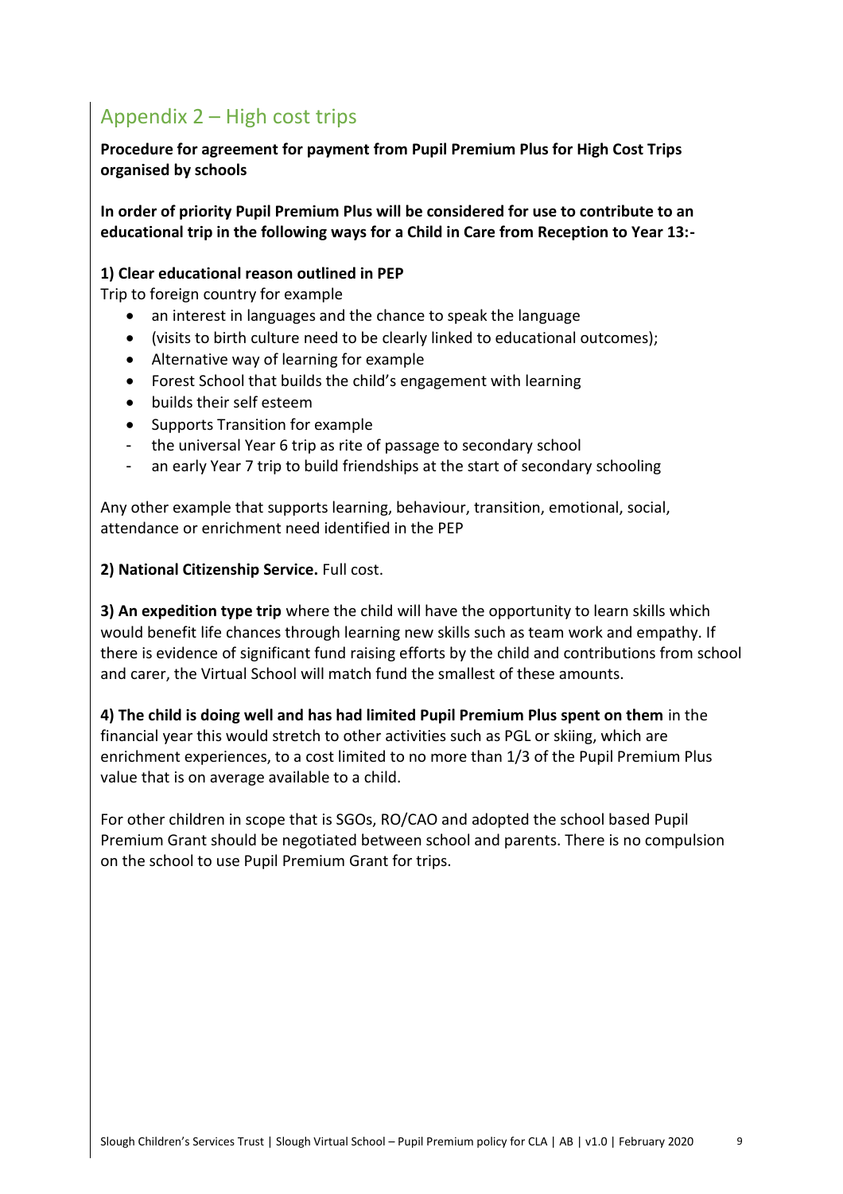## Appendix 2 – High cost trips

**Procedure for agreement for payment from Pupil Premium Plus for High Cost Trips organised by schools**

**In order of priority Pupil Premium Plus will be considered for use to contribute to an educational trip in the following ways for a Child in Care from Reception to Year 13:-**

**1) Clear educational reason outlined in PEP**

Trip to foreign country for example

- an interest in languages and the chance to speak the language
- (visits to birth culture need to be clearly linked to educational outcomes);
- Alternative way of learning for example
- Forest School that builds the child's engagement with learning
- builds their self esteem
- Supports Transition for example
  - the universal Year 6 trip as rite of passage to secondary school
  - an early Year 7 trip to build friendships at the start of secondary schooling

Any other example that supports learning, behaviour, transition, emotional, social, attendance or enrichment need identified in the PEP

**2) National Citizenship Service.** Full cost.

**3) An expedition type trip** where the child will have the opportunity to learn skills which would benefit life chances through learning new skills such as team work and empathy. If there is evidence of significant fund raising efforts by the child and contributions from school and carer, the Virtual School will match fund the smallest of these amounts.

**4) The child is doing well and has had limited Pupil Premium Plus spent on them** in the financial year this would stretch to other activities such as PGL or skiing, which are enrichment experiences, to a cost limited to no more than 1/3 of the Pupil Premium Plus value that is on average available to a child.

For other children in scope that is SGOs, RO/CAO and adopted the school based Pupil Premium Grant should be negotiated between school and parents. There is no compulsion on the school to use Pupil Premium Grant for trips.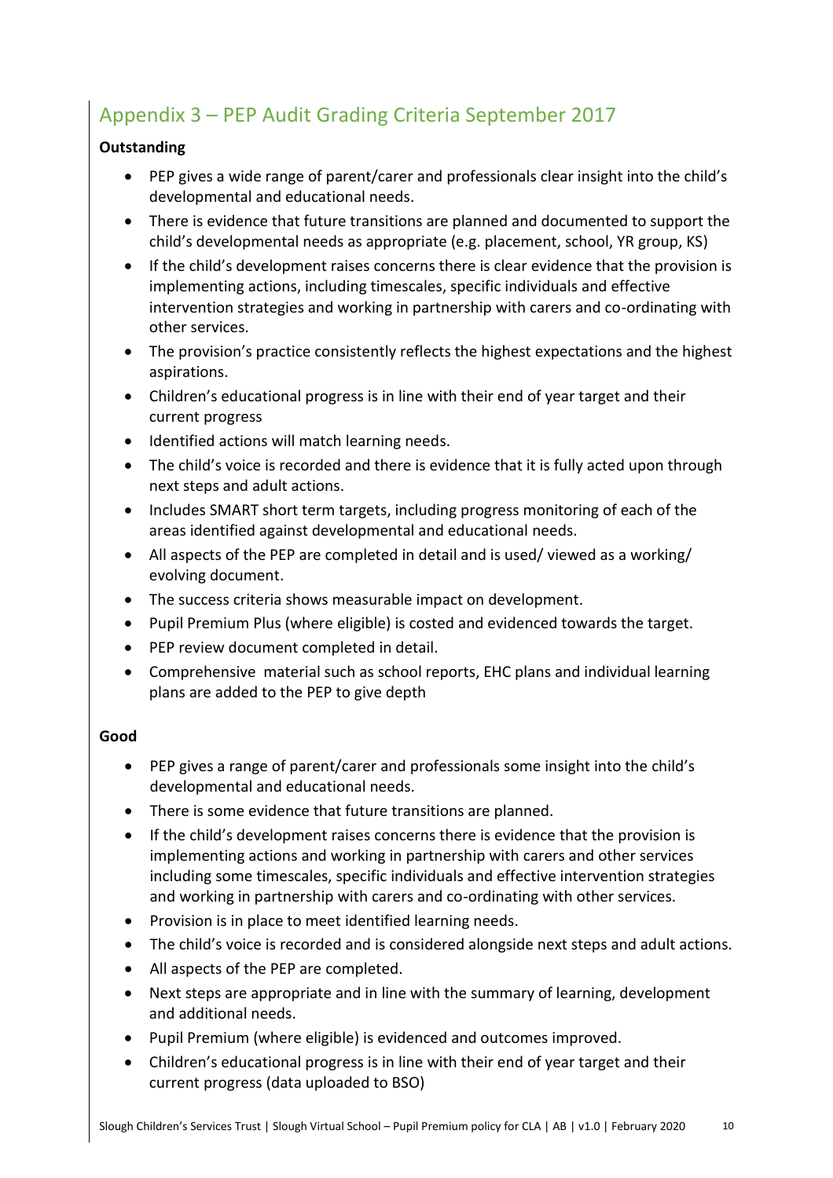## Appendix 3 – PEP Audit Grading Criteria September 2017

**Outstanding**

- PEP gives a wide range of parent/carer and professionals clear insight into the child's developmental and educational needs.
- There is evidence that future transitions are planned and documented to support the child's developmental needs as appropriate (e.g. placement, school, YR group, KS)
- If the child's development raises concerns there is clear evidence that the provision is implementing actions, including timescales, specific individuals and effective intervention strategies and working in partnership with carers and co-ordinating with other services.
- The provision's practice consistently reflects the highest expectations and the highest aspirations.
- Children's educational progress is in line with their end of year target and their current progress
- Identified actions will match learning needs.
- The child's voice is recorded and there is evidence that it is fully acted upon through next steps and adult actions.
- Includes SMART short term targets, including progress monitoring of each of the areas identified against developmental and educational needs.
- All aspects of the PEP are completed in detail and is used/ viewed as a working/ evolving document.
- The success criteria shows measurable impact on development.
- Pupil Premium Plus (where eligible) is costed and evidenced towards the target.
- PEP review document completed in detail.
- Comprehensive material such as school reports, EHC plans and individual learning plans are added to the PEP to give depth

**Good**

- PEP gives a range of parent/carer and professionals some insight into the child's developmental and educational needs.
- There is some evidence that future transitions are planned.
- If the child's development raises concerns there is evidence that the provision is implementing actions and working in partnership with carers and other services including some timescales, specific individuals and effective intervention strategies and working in partnership with carers and co-ordinating with other services.
- Provision is in place to meet identified learning needs.
- The child's voice is recorded and is considered alongside next steps and adult actions.
- All aspects of the PEP are completed.
- Next steps are appropriate and in line with the summary of learning, development and additional needs.
- Pupil Premium (where eligible) is evidenced and outcomes improved.
- Children's educational progress is in line with their end of year target and their current progress (data uploaded to BSO)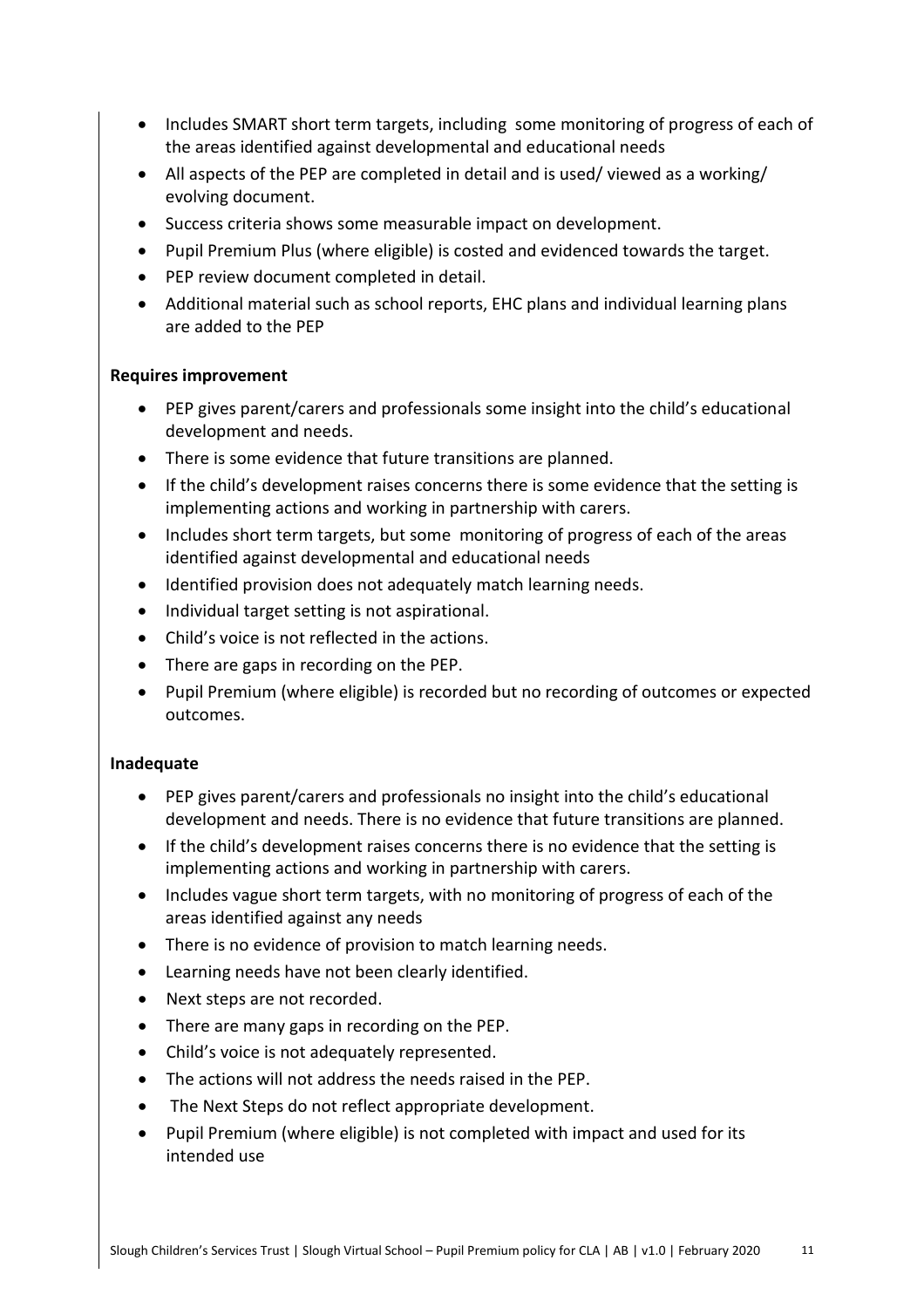- Includes SMART short term targets, including some monitoring of progress of each of the areas identified against developmental and educational needs
- All aspects of the PEP are completed in detail and is used/ viewed as a working/ evolving document.
- Success criteria shows some measurable impact on development.
- Pupil Premium Plus (where eligible) is costed and evidenced towards the target.
- PEP review document completed in detail.
- Additional material such as school reports, EHC plans and individual learning plans are added to the PEP

**Requires improvement**

- PEP gives parent/carers and professionals some insight into the child's educational development and needs.
- There is some evidence that future transitions are planned.
- If the child's development raises concerns there is some evidence that the setting is implementing actions and working in partnership with carers.
- Includes short term targets, but some monitoring of progress of each of the areas identified against developmental and educational needs
- Identified provision does not adequately match learning needs.
- Individual target setting is not aspirational.
- Child's voice is not reflected in the actions.
- There are gaps in recording on the PEP.
- Pupil Premium (where eligible) is recorded but no recording of outcomes or expected outcomes.

**Inadequate**

- PEP gives parent/carers and professionals no insight into the child's educational development and needs. There is no evidence that future transitions are planned.
- If the child's development raises concerns there is no evidence that the setting is implementing actions and working in partnership with carers.
- Includes vague short term targets, with no monitoring of progress of each of the areas identified against any needs
- There is no evidence of provision to match learning needs.
- Learning needs have not been clearly identified.
- Next steps are not recorded.
- There are many gaps in recording on the PEP.
- Child's voice is not adequately represented.
- The actions will not address the needs raised in the PEP.
- The Next Steps do not reflect appropriate development.
- Pupil Premium (where eligible) is not completed with impact and used for its intended use